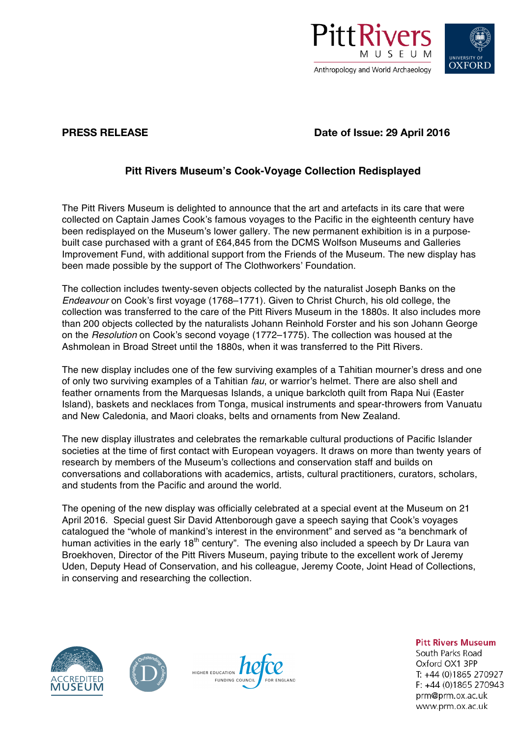Pitt Rivers MUSEUM
Anthropology and World Archaeology

UNIVERSITY OF OXFORD

**PRESS RELEASE** **Date of Issue: 29 April 2016**

## Pitt Rivers Museum's Cook-Voyage Collection Redisplayed

The Pitt Rivers Museum is delighted to announce that the art and artefacts in its care that were collected on Captain James Cook's famous voyages to the Pacific in the eighteenth century have been redisplayed on the Museum's lower gallery. The new permanent exhibition is in a purpose-built case purchased with a grant of £64,845 from the DCMS Wolfson Museums and Galleries Improvement Fund, with additional support from the Friends of the Museum. The new display has been made possible by the support of The Clothworkers' Foundation.

The collection includes twenty-seven objects collected by the naturalist Joseph Banks on the *Endeavour* on Cook's first voyage (1768–1771). Given to Christ Church, his old college, the collection was transferred to the care of the Pitt Rivers Museum in the 1880s. It also includes more than 200 objects collected by the naturalists Johann Reinhold Forster and his son Johann George on the *Resolution* on Cook's second voyage (1772–1775). The collection was housed at the Ashmolean in Broad Street until the 1880s, when it was transferred to the Pitt Rivers.

The new display includes one of the few surviving examples of a Tahitian mourner's dress and one of only two surviving examples of a Tahitian *fau*, or warrior's helmet. There are also shell and feather ornaments from the Marquesas Islands, a unique barkcloth quilt from Rapa Nui (Easter Island), baskets and necklaces from Tonga, musical instruments and spear-throwers from Vanuatu and New Caledonia, and Maori cloaks, belts and ornaments from New Zealand.

The new display illustrates and celebrates the remarkable cultural productions of Pacific Islander societies at the time of first contact with European voyagers. It draws on more than twenty years of research by members of the Museum's collections and conservation staff and builds on conversations and collaborations with academics, artists, cultural practitioners, curators, scholars, and students from the Pacific and around the world.

The opening of the new display was officially celebrated at a special event at the Museum on 21 April 2016. Special guest Sir David Attenborough gave a speech saying that Cook's voyages catalogued the "whole of mankind's interest in the environment" and served as "a benchmark of human activities in the early 18th century". The evening also included a speech by Dr Laura van Broekhoven, Director of the Pitt Rivers Museum, paying tribute to the excellent work of Jeremy Uden, Deputy Head of Conservation, and his colleague, Jeremy Coote, Joint Head of Collections, in conserving and researching the collection.

ACCREDITED MUSEUM

Designated Outstanding Collection

HIGHER EDUCATION FUNDING COUNCIL FOR ENGLAND hefce

**Pitt Rivers Museum**
South Parks Road
Oxford OX1 3PP
T: +44 (0)1865 270927
F: +44 (0)1865 270943
prm@prm.ox.ac.uk
www.prm.ox.ac.uk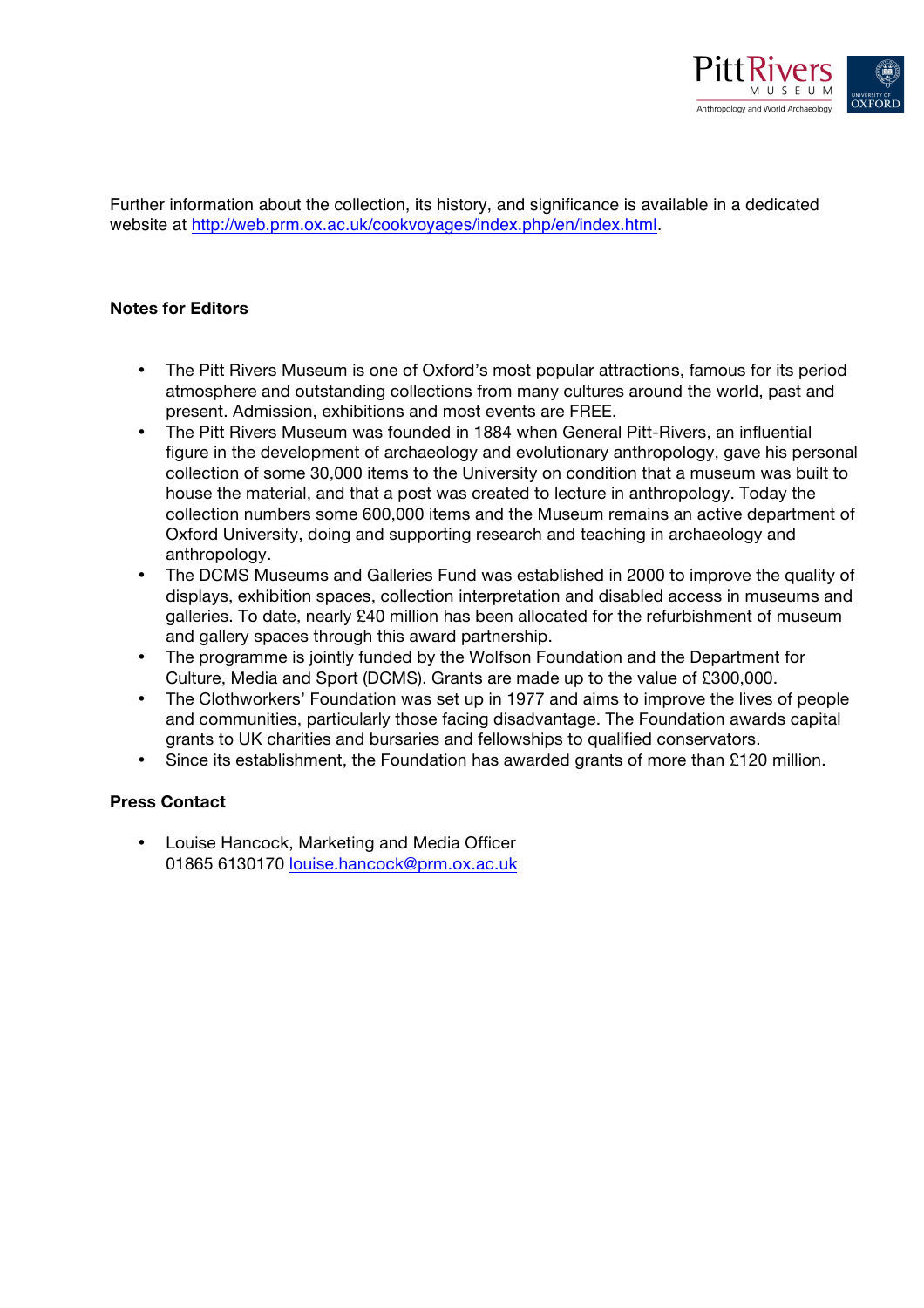Further information about the collection, its history, and significance is available in a dedicated website at http://web.prm.ox.ac.uk/cookvoyages/index.php/en/index.html.

**Notes for Editors**

- The Pitt Rivers Museum is one of Oxford's most popular attractions, famous for its period atmosphere and outstanding collections from many cultures around the world, past and present. Admission, exhibitions and most events are FREE.
- The Pitt Rivers Museum was founded in 1884 when General Pitt-Rivers, an influential figure in the development of archaeology and evolutionary anthropology, gave his personal collection of some 30,000 items to the University on condition that a museum was built to house the material, and that a post was created to lecture in anthropology. Today the collection numbers some 600,000 items and the Museum remains an active department of Oxford University, doing and supporting research and teaching in archaeology and anthropology.
- The DCMS Museums and Galleries Fund was established in 2000 to improve the quality of displays, exhibition spaces, collection interpretation and disabled access in museums and galleries. To date, nearly £40 million has been allocated for the refurbishment of museum and gallery spaces through this award partnership.
- The programme is jointly funded by the Wolfson Foundation and the Department for Culture, Media and Sport (DCMS). Grants are made up to the value of £300,000.
- The Clothworkers' Foundation was set up in 1977 and aims to improve the lives of people and communities, particularly those facing disadvantage. The Foundation awards capital grants to UK charities and bursaries and fellowships to qualified conservators.
- Since its establishment, the Foundation has awarded grants of more than £120 million.

**Press Contact**

- Louise Hancock, Marketing and Media Officer
  01865 6130170 louise.hancock@prm.ox.ac.uk